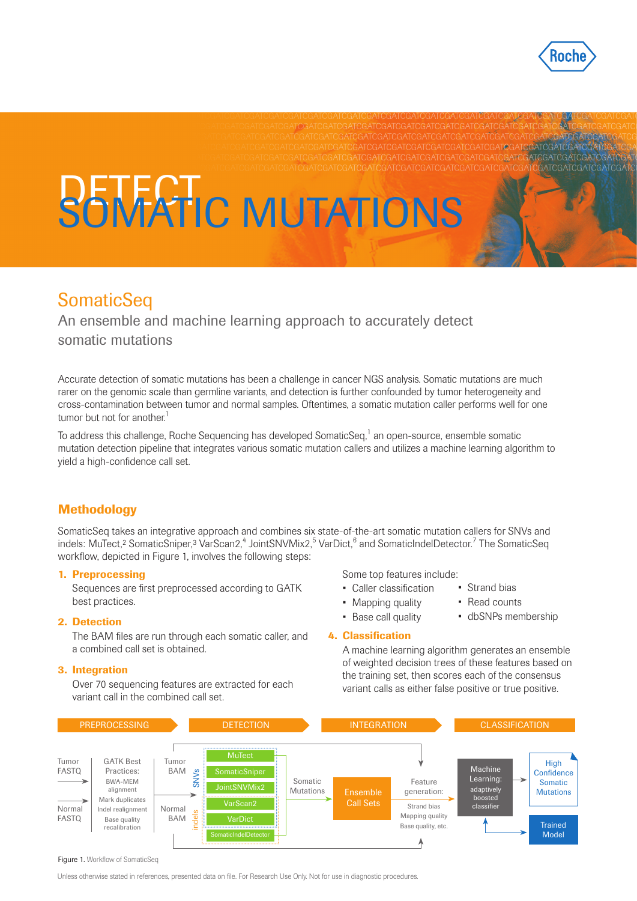# DETECT SOMATIC MUTATIONS

## SomaticSeq

### An ensemble and machine learning approach to accurately detect somatic mutations

Accurate detection of somatic mutations has been a challenge in cancer NGS analysis. Somatic mutations are much rarer on the genomic scale than germline variants, and detection is further confounded by tumor heterogeneity and cross-contamination between tumor and normal samples. Oftentimes, a somatic mutation caller performs well for one tumor but not for another.[1]

To address this challenge, Roche Sequencing has developed SomaticSeq,[1] an open-source, ensemble somatic mutation detection pipeline that integrates various somatic mutation callers and utilizes a machine learning algorithm to yield a high-confidence call set.

## Methodology

SomaticSeq takes an integrative approach and combines six state-of-the-art somatic mutation callers for SNVs and indels: MuTect,[2] SomaticSniper,[3] VarScan2,[4] JointSNVMix2,[5] VarDict,[6] and SomaticIndelDetector.[7] The SomaticSeq workflow, depicted in Figure 1, involves the following steps:

1. **Preprocessing**
   Sequences are first preprocessed according to GATK best practices.

2. **Detection**
   The BAM files are run through each somatic caller, and a combined call set is obtained.

3. **Integration**
   Over 70 sequencing features are extracted for each variant call in the combined call set.

   Some top features include:
   - Caller classification
   - Mapping quality
   - Base call quality
   - Strand bias
   - Read counts
   - dbSNPs membership

4. **Classification**
   A machine learning algorithm generates an ensemble of weighted decision trees of these features based on the training set, then scores each of the consensus variant calls as either false positive or true positive.

PREPROCESSING → DETECTION → INTEGRATION → CLASSIFICATION

Tumor FASTQ, Normal FASTQ → GATK Best Practices: BWA-MEM alignment, Mark duplicates, Indel realignment, Base quality recalibration → Tumor BAM, Normal BAM → SNVs: MuTect, SomaticSniper, JointSNVMix2, VarScan2, VarDict; indels: VarDict, SomaticIndelDetector → Somatic Mutations → Ensemble Call Sets → Feature generation: Strand bias, Mapping quality, Base quality, etc. → Machine Learning: adaptively boosted classifier → High Confidence Somatic Mutations; Trained Model

Figure 1. Workflow of SomaticSeq

Unless otherwise stated in references, presented data on file. For Research Use Only. Not for use in diagnostic procedures.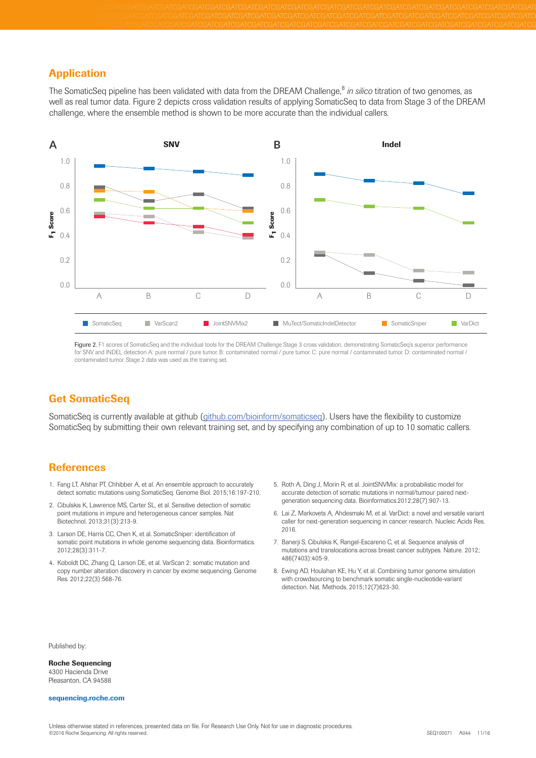## Application

The SomaticSeq pipeline has been validated with data from the DREAM Challenge,[8] *in silico* titration of two genomes, as well as real tumor data. Figure 2 depicts cross validation results of applying SomaticSeq to data from Stage 3 of the DREAM challenge, where the ensemble method is shown to be more accurate than the individual callers.

A

SNV

$F_1$ Score

1.0
0.8
0.6
0.4
0.2
0.0

A B C D

B

Indel

$F_1$ Score

1.0
0.8
0.6
0.4
0.2
0.0

A B C D

SomaticSeq  VarScan2  JointSNVMix2  MuTect/SomaticIndelDetector  SomaticSniper  VarDict

Figure 2. F1 scores of SomaticSeq and the individual tools for the DREAM Challenge Stage 3 cross validation, demonstrating SomaticSeq's superior performance for SNV and INDEL detection A: pure normal / pure tumor. B: contaminated normal / pure tumor. C: pure normal / contaminated tumor. D: contaminated normal / contaminated tumor. Stage 2 data was used as the training set.

## Get SomaticSeq

SomaticSeq is currently available at github (github.com/bioinform/somaticseq). Users have the flexibility to customize SomaticSeq by submitting their own relevant training set, and by specifying any combination of up to 10 somatic callers.

## References

1. Fang LT, Afshar PT, Chhibber A, et al. An ensemble approach to accurately detect somatic mutations using SomaticSeq. Genome Biol. 2015;16:197-210.
2. Cibulskis K, Lawrence MS, Carter SL, et al. Sensitive detection of somatic point mutations in impure and heterogeneous cancer samples. Nat Biotechnol. 2013;31(3):213-9.
3. Larson DE, Harris CC, Chen K, et al. SomaticSniper: identification of somatic point mutations in whole genome sequencing data. Bioinformatics. 2012;28(3):311-7.
4. Koboldt DC, Zhang Q, Larson DE, et al. VarScan 2: somatic mutation and copy number alteration discovery in cancer by exome sequencing. Genome Res. 2012;22(3):568-76.
5. Roth A, Ding J, Morin R, et al. JointSNVMix: a probabilistic model for accurate detection of somatic mutations in normal/tumour paired next-generation sequencing data. Bioinformatics.2012;28(7):907-13.
6. Lai Z, Markovets A, Ahdesmaki M, et al. VarDict: a novel and versatile variant caller for next-generation sequencing in cancer research. Nucleic Acids Res. 2016.
7. Banerji S, Cibulskis K, Rangel-Escareno C, et al. Sequence analysis of mutations and translocations across breast cancer subtypes. Nature. 2012; 486(7403):405-9.
8. Ewing AD, Houlahan KE, Hu Y, et al. Combining tumor genome simulation with crowdsourcing to benchmark somatic single-nucleotide-variant detection. Nat. Methods. 2015;12(7)623-30.

Published by:

**Roche Sequencing**
4300 Hacienda Drive
Pleasanton, CA 94588

**sequencing.roche.com**

Unless otherwise stated in references, presented data on file. For Research Use Only. Not for use in diagnostic procedures.
©2016 Roche Sequencing. All rights reserved.

SEQ100071 A044 11/16